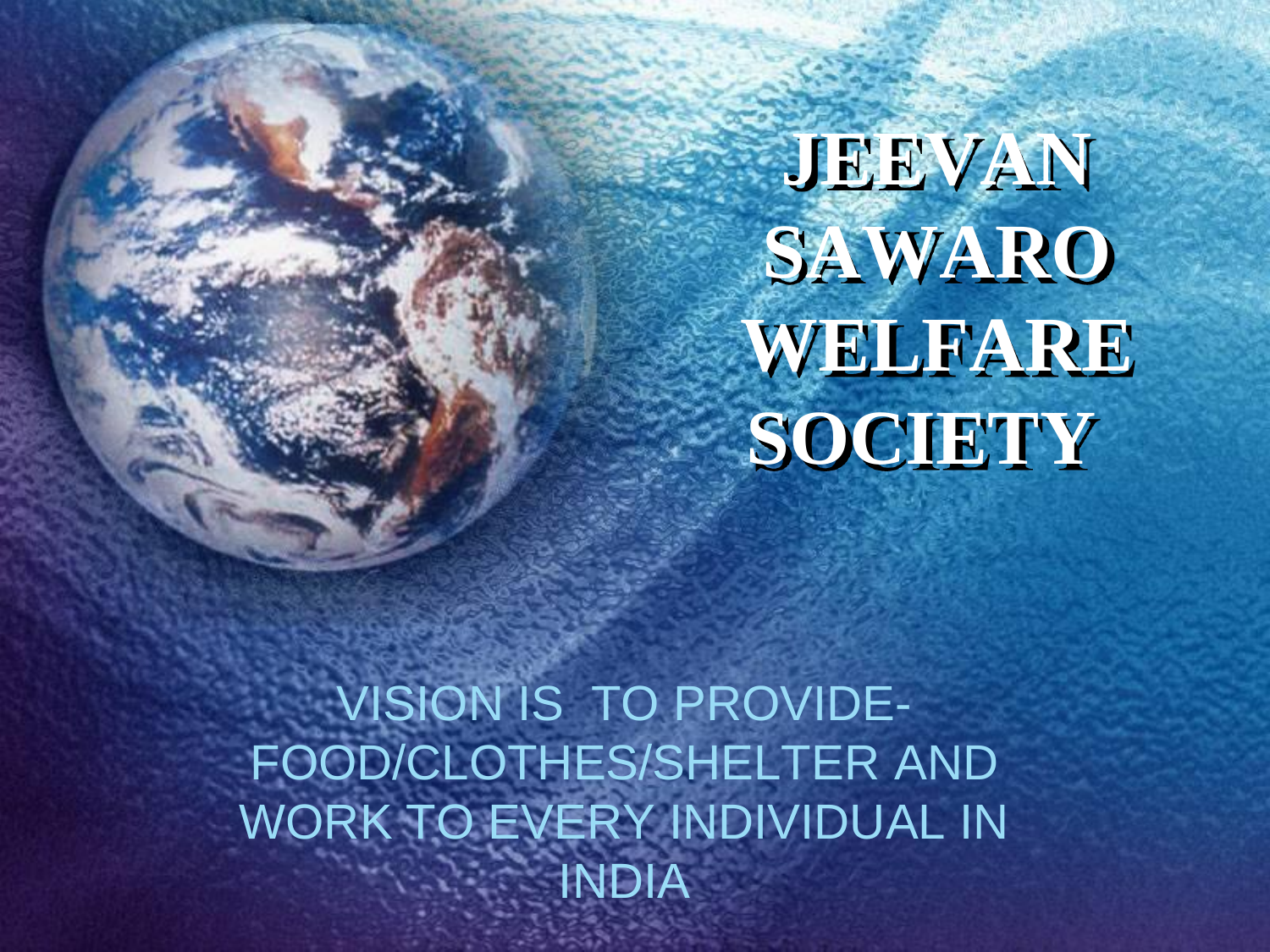# JEEVAN SAWARO WELFARE SOCIETY

VISION IS TO PROVIDE- FOOD/CLOTHES/SHELTER AND WORK TO EVERY INDIVIDUAL IN INDIA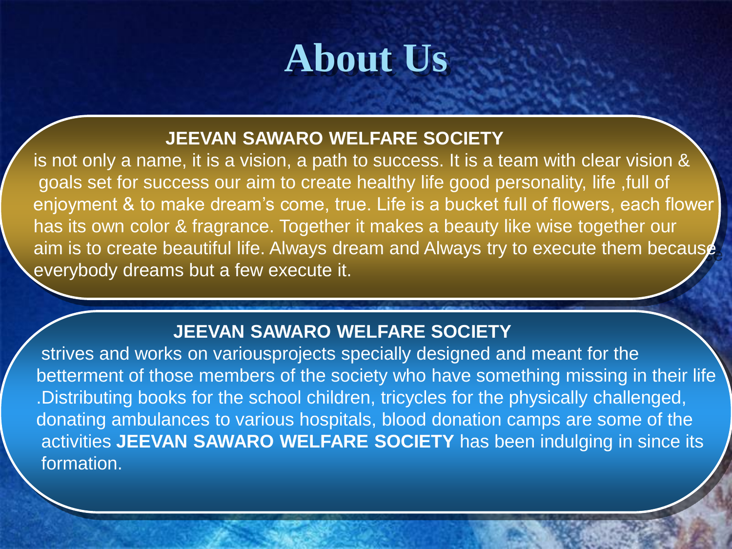# About Us

**JEEVAN SAWARO WELFARE SOCIETY**

is not only a name, it is a vision, a path to success. It is a team with clear vision & goals set for success our aim to create healthy life good personality, life ,full of enjoyment & to make dream's come, true. Life is a bucket full of flowers, each flower has its own color & fragrance. Together it makes a beauty like wise together our aim is to create beautiful life. Always dream and Always try to execute them because everybody dreams but a few execute it.

**JEEVAN SAWARO WELFARE SOCIETY**

strives and works on variousprojects specially designed and meant for the betterment of those members of the society who have something missing in their life .Distributing books for the school children, tricycles for the physically challenged, donating ambulances to various hospitals, blood donation camps are some of the activities **JEEVAN SAWARO WELFARE SOCIETY** has been indulging in since its formation.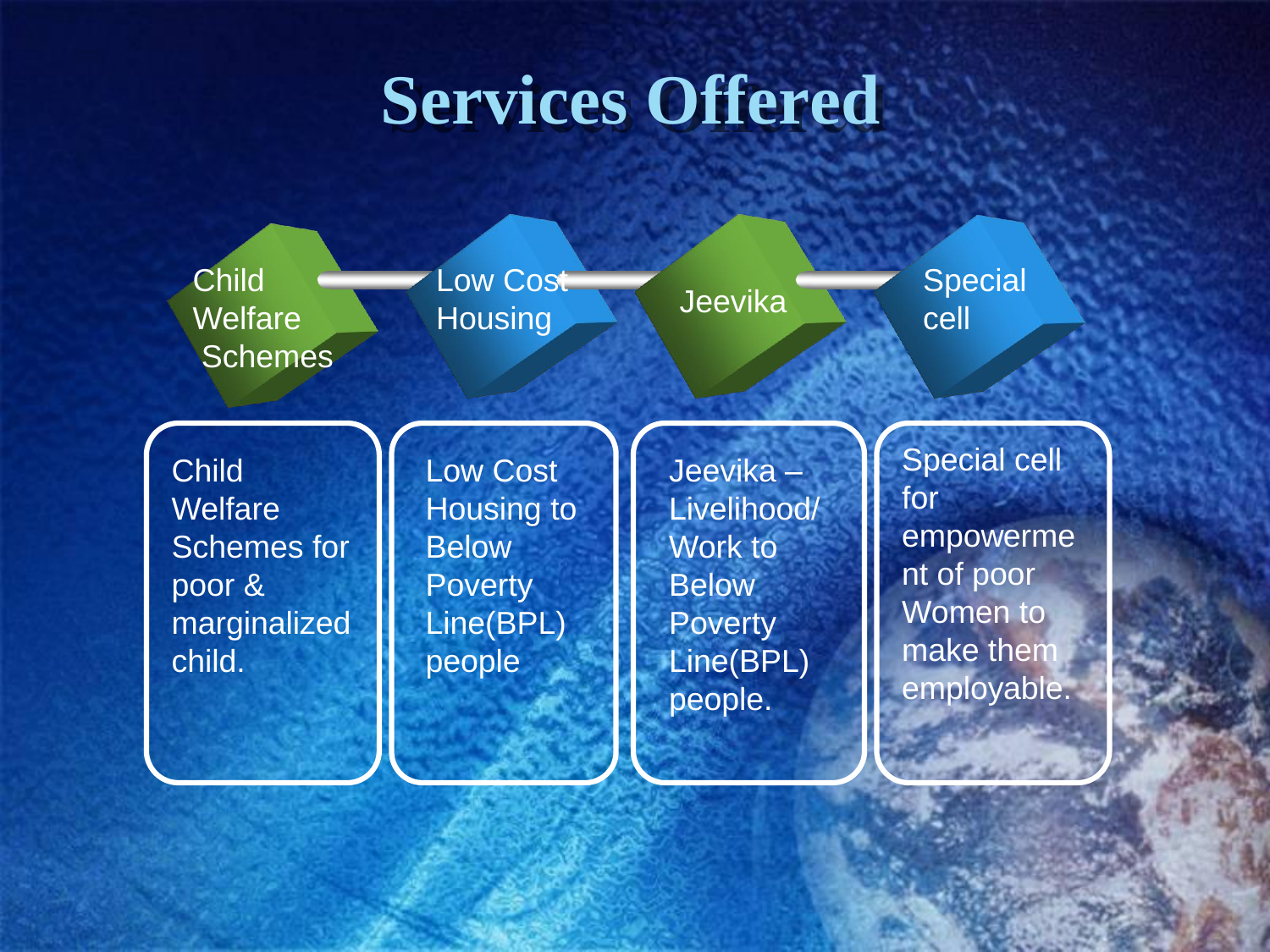# Services Offered

| Child Welfare Schemes | Low Cost Housing | Jeevika | Special cell |
| --- | --- | --- | --- |
| Child Welfare Schemes for poor & marginalized child. | Low Cost Housing to Below Poverty Line(BPL) people | Jeevika – Livelihood/ Work to Below Poverty Line(BPL) people. | Special cell for empowerment of poor Women to make them employable. |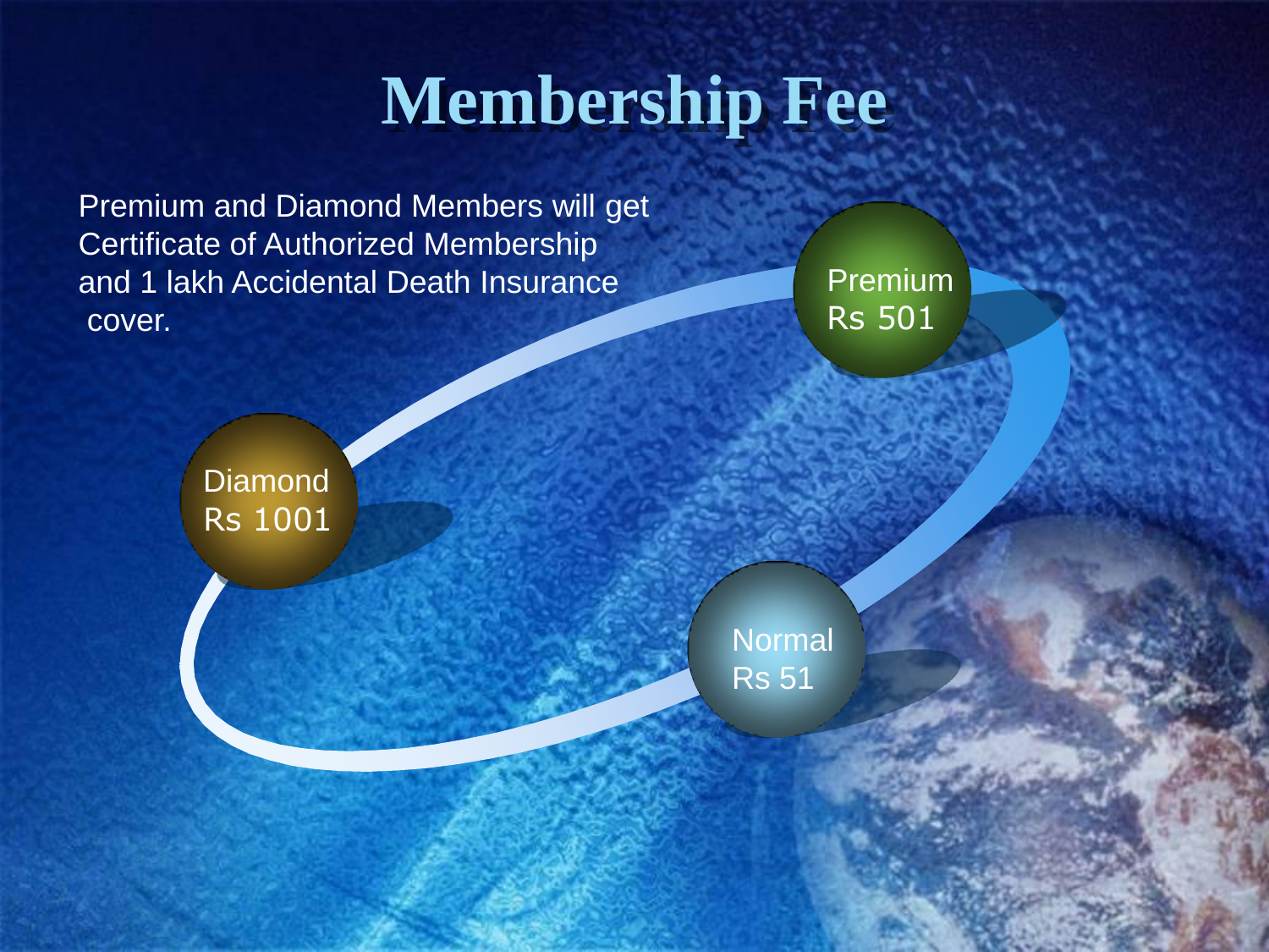# Membership Fee

Premium and Diamond Members will get Certificate of Authorized Membership and 1 lakh Accidental Death Insurance cover.

Premium
Rs 501

Diamond
Rs 1001

Normal
Rs 51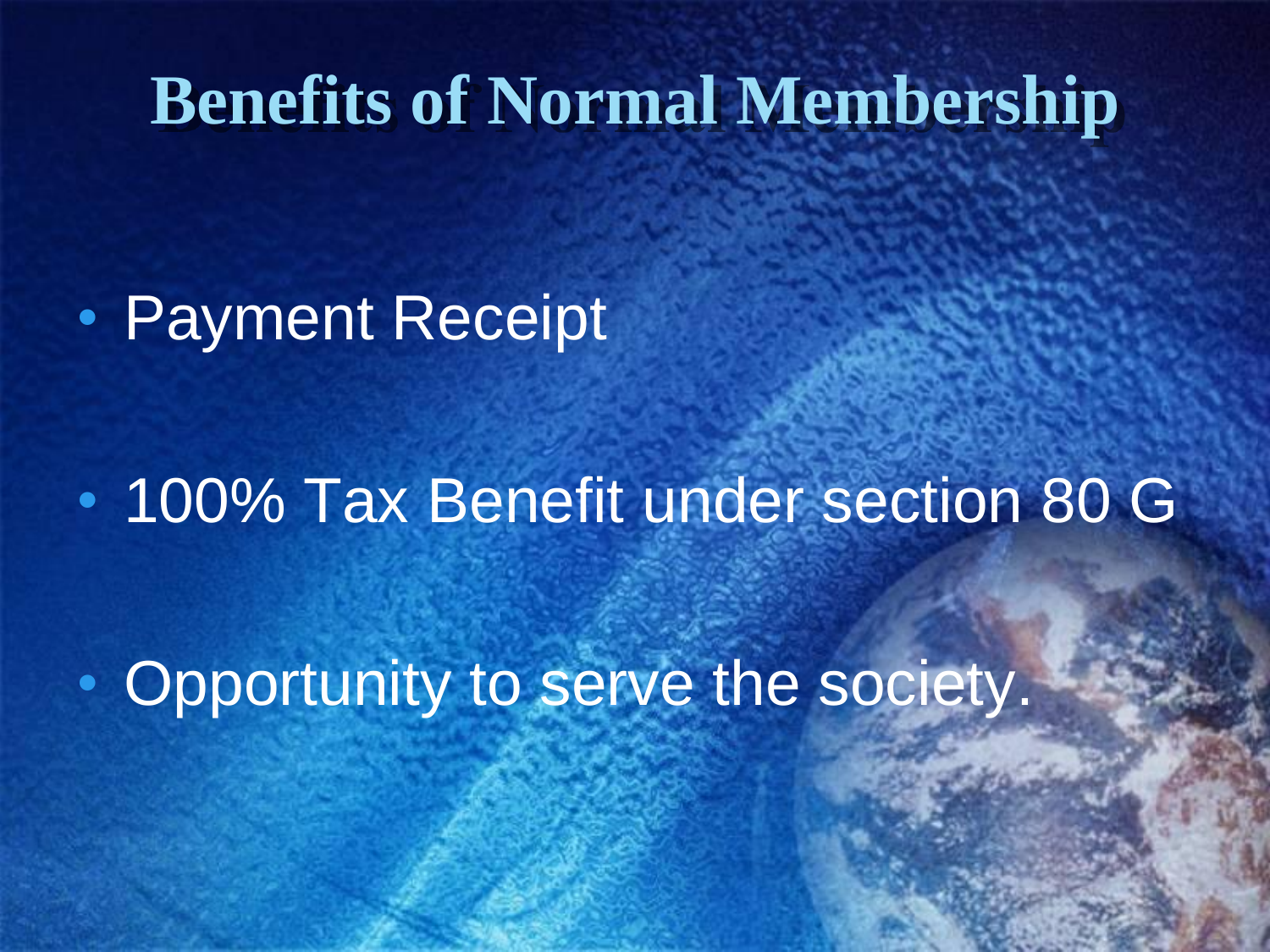# Benefits of Normal Membership

- Payment Receipt
- 100% Tax Benefit under section 80 G
- Opportunity to serve the society.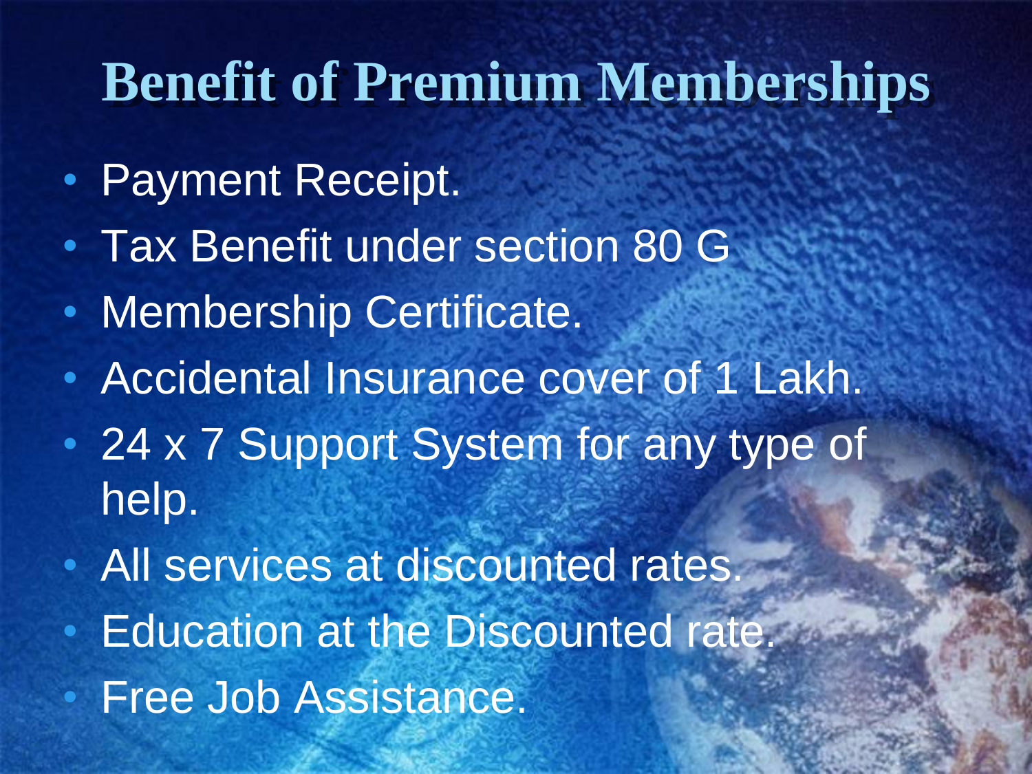# Benefit of Premium Memberships

- Payment Receipt.
- Tax Benefit under section 80 G
- Membership Certificate.
- Accidental Insurance cover of 1 Lakh.
- 24 x 7 Support System for any type of help.
- All services at discounted rates.
- Education at the Discounted rate.
- Free Job Assistance.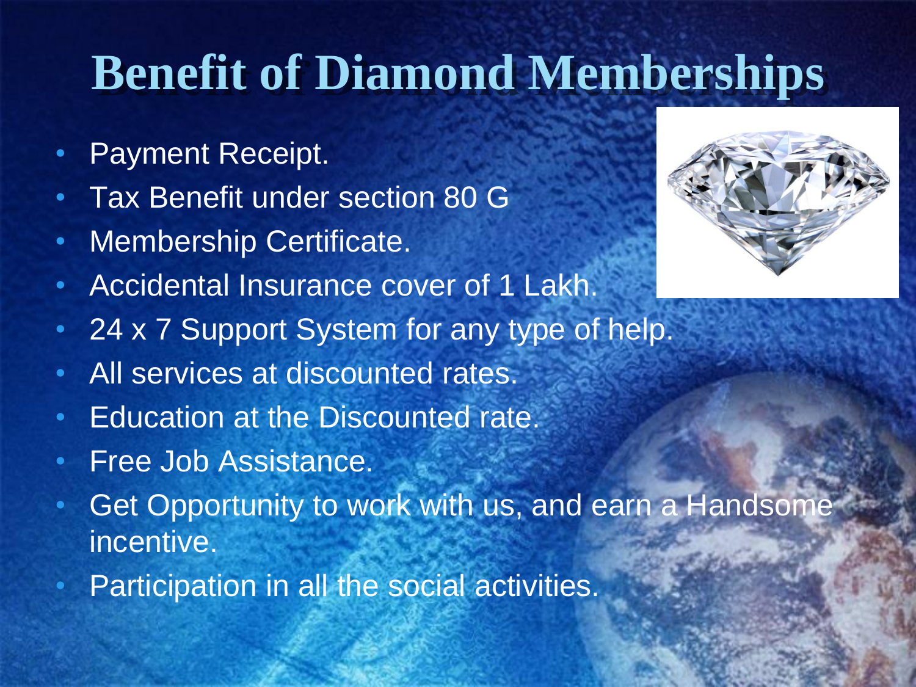# Benefit of Diamond Memberships

- Payment Receipt.
- Tax Benefit under section 80 G
- Membership Certificate.
- Accidental Insurance cover of 1 Lakh.
- 24 x 7 Support System for any type of help.
- All services at discounted rates.
- Education at the Discounted rate.
- Free Job Assistance.
- Get Opportunity to work with us, and earn a Handsome incentive.
- Participation in all the social activities.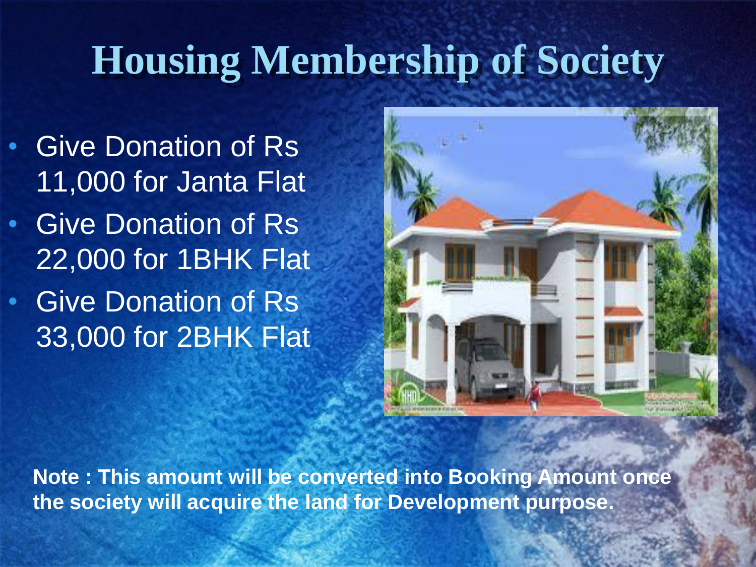# Housing Membership of Society

- Give Donation of Rs 11,000 for Janta Flat
- Give Donation of Rs 22,000 for 1BHK Flat
- Give Donation of Rs 33,000 for 2BHK Flat

**Note : This amount will be converted into Booking Amount once the society will acquire the land for Development purpose.**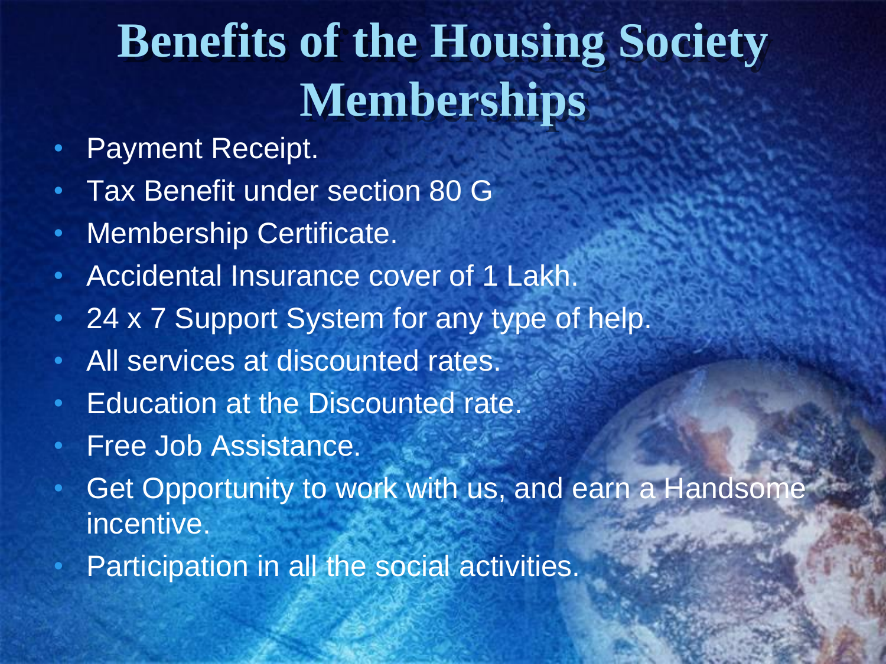# Benefits of the Housing Society Memberships

- Payment Receipt.
- Tax Benefit under section 80 G
- Membership Certificate.
- Accidental Insurance cover of 1 Lakh.
- 24 x 7 Support System for any type of help.
- All services at discounted rates.
- Education at the Discounted rate.
- Free Job Assistance.
- Get Opportunity to work with us, and earn a Handsome incentive.
- Participation in all the social activities.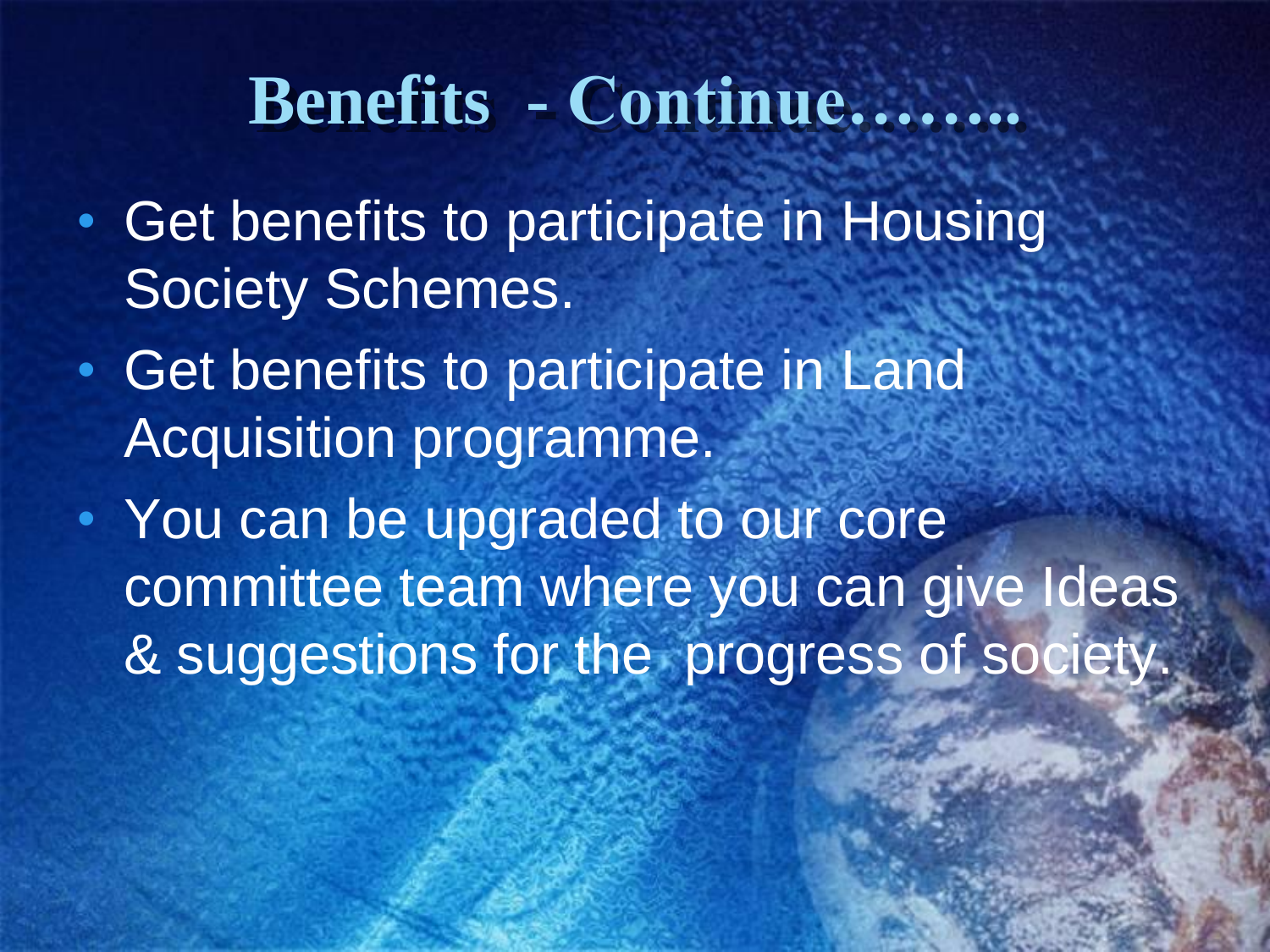# Benefits - Continue……..

- Get benefits to participate in Housing Society Schemes.
- Get benefits to participate in Land Acquisition programme.
- You can be upgraded to our core committee team where you can give Ideas & suggestions for the progress of society.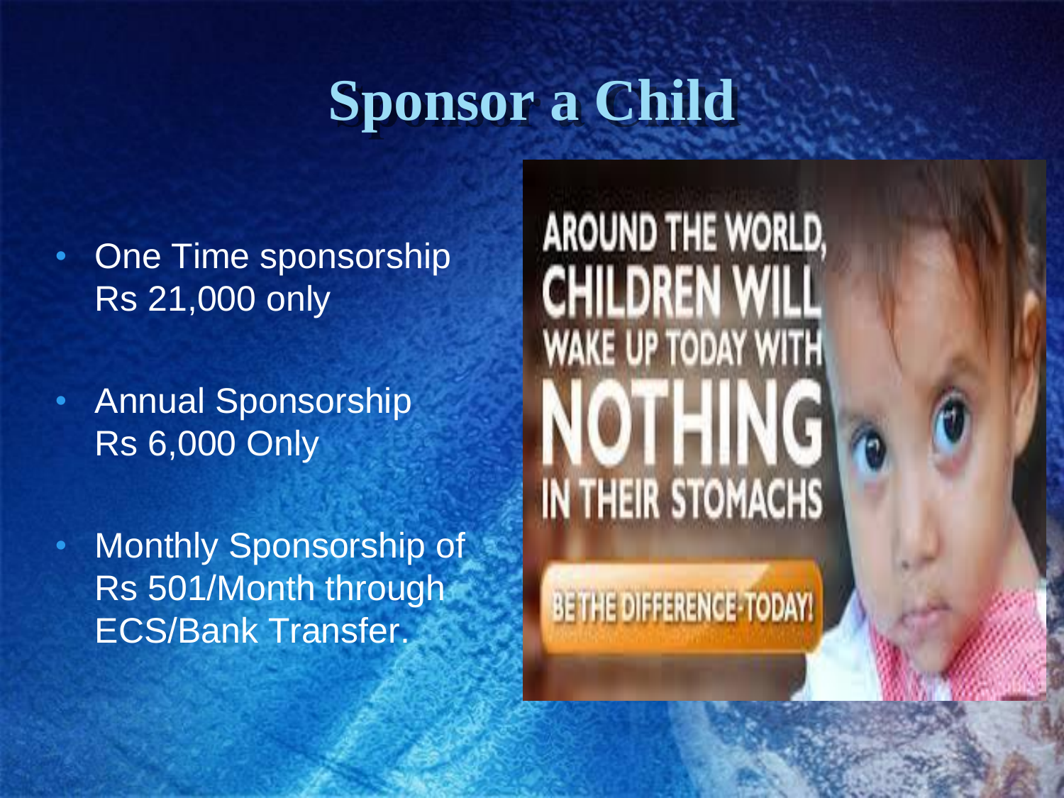# Sponsor a Child

- One Time sponsorship Rs 21,000 only
- Annual Sponsorship Rs 6,000 Only
- Monthly Sponsorship of Rs 501/Month through ECS/Bank Transfer.

AROUND THE WORLD, CHILDREN WILL WAKE UP TODAY WITH NOTHING IN THEIR STOMACHS

BE THE DIFFERENCE TODAY!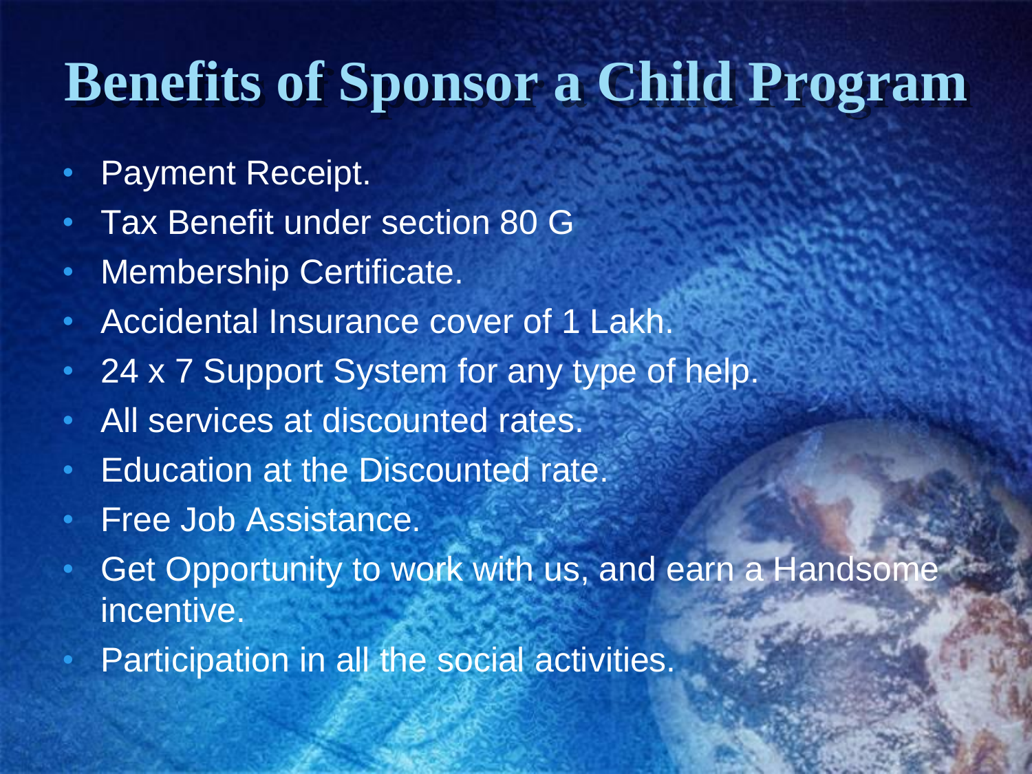# Benefits of Sponsor a Child Program

- Payment Receipt.
- Tax Benefit under section 80 G
- Membership Certificate.
- Accidental Insurance cover of 1 Lakh.
- 24 x 7 Support System for any type of help.
- All services at discounted rates.
- Education at the Discounted rate.
- Free Job Assistance.
- Get Opportunity to work with us, and earn a Handsome incentive.
- Participation in all the social activities.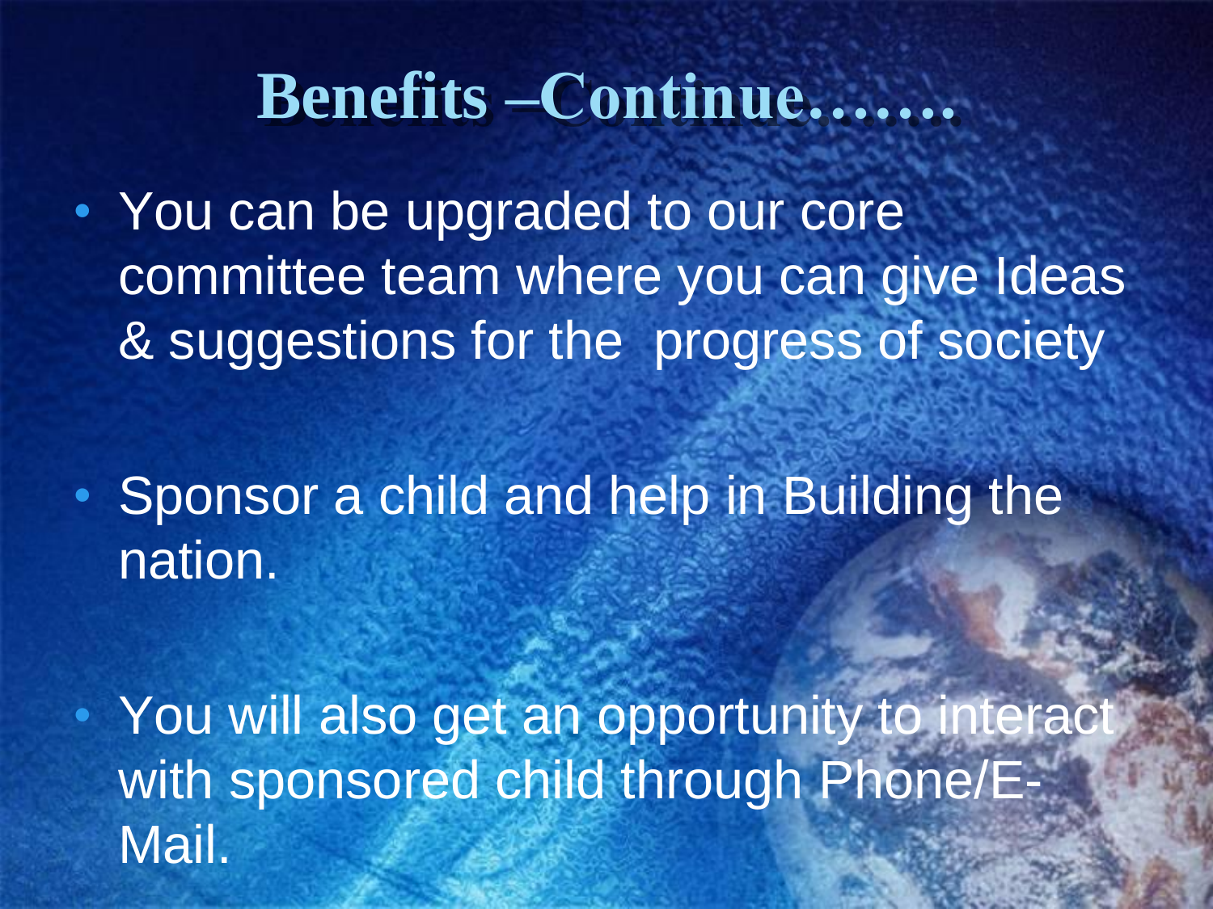# Benefits –Continue…….

- You can be upgraded to our core committee team where you can give Ideas & suggestions for the progress of society
- Sponsor a child and help in Building the nation.
- You will also get an opportunity to interact with sponsored child through Phone/E-Mail.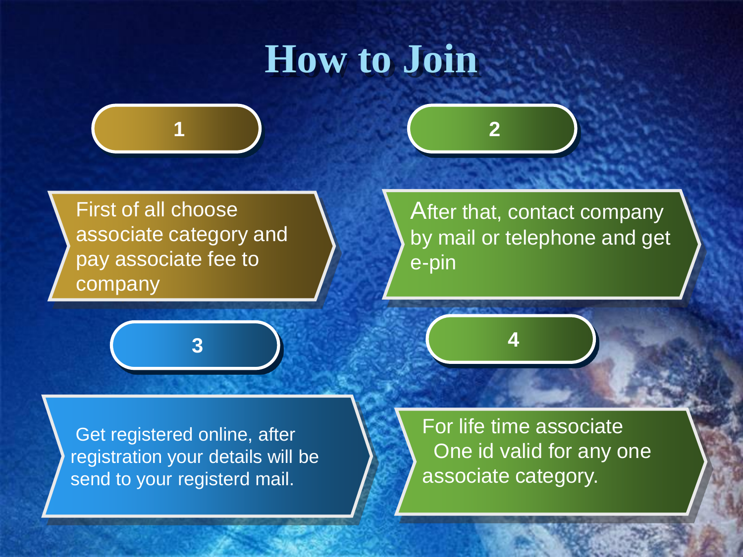# How to Join

**1**

First of all choose associate category and pay associate fee to company

**2**

After that, contact company by mail or telephone and get e-pin

**3**

Get registered online, after registration your details will be send to your registerd mail.

**4**

For life time associate
One id valid for any one associate category.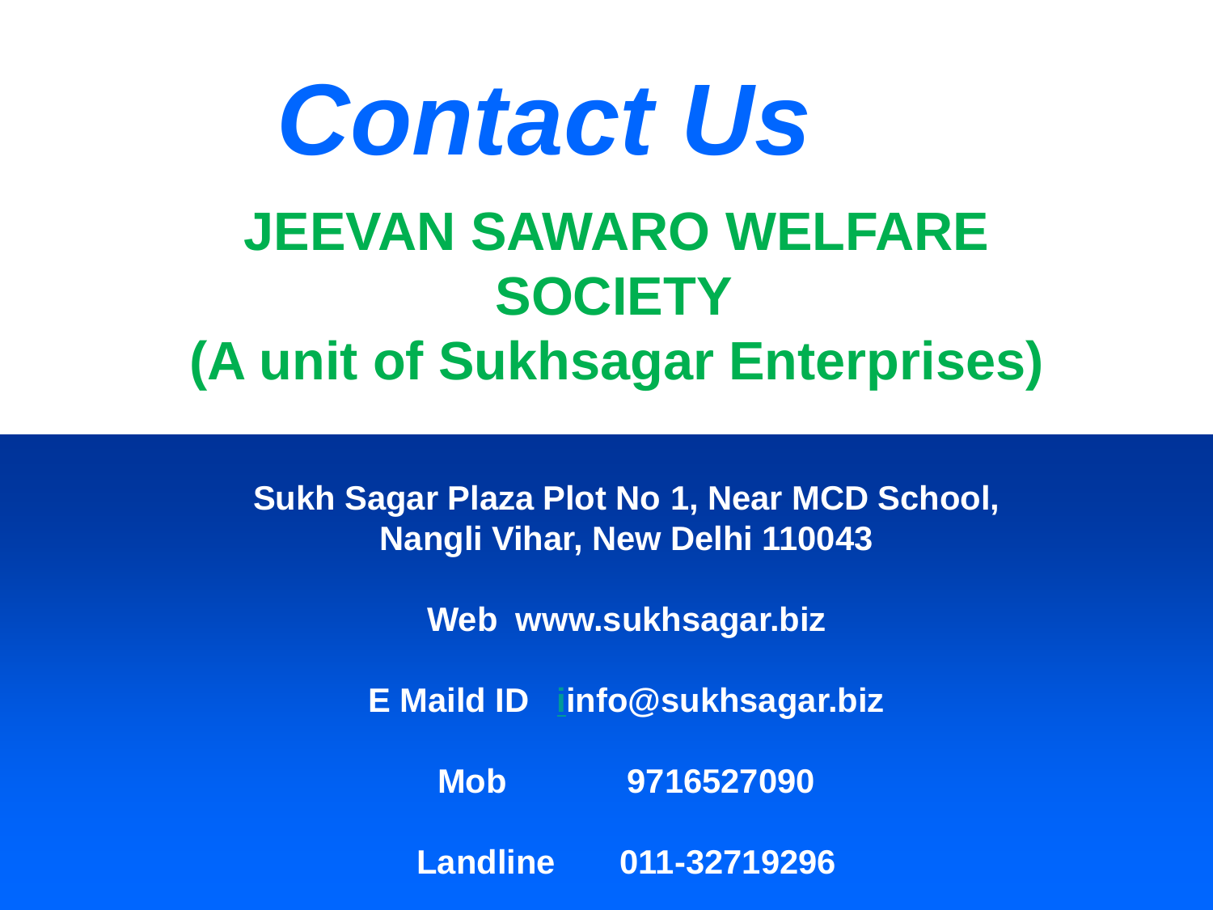# Contact Us

## JEEVAN SAWARO WELFARE SOCIETY
## (A unit of Sukhsagar Enterprises)

**Sukh Sagar Plaza Plot No 1, Near MCD School, Nangli Vihar, New Delhi 110043**

**Web www.sukhsagar.biz**

**E Maild ID iinfo@sukhsagar.biz**

**Mob 9716527090**

**Landline 011-32719296**